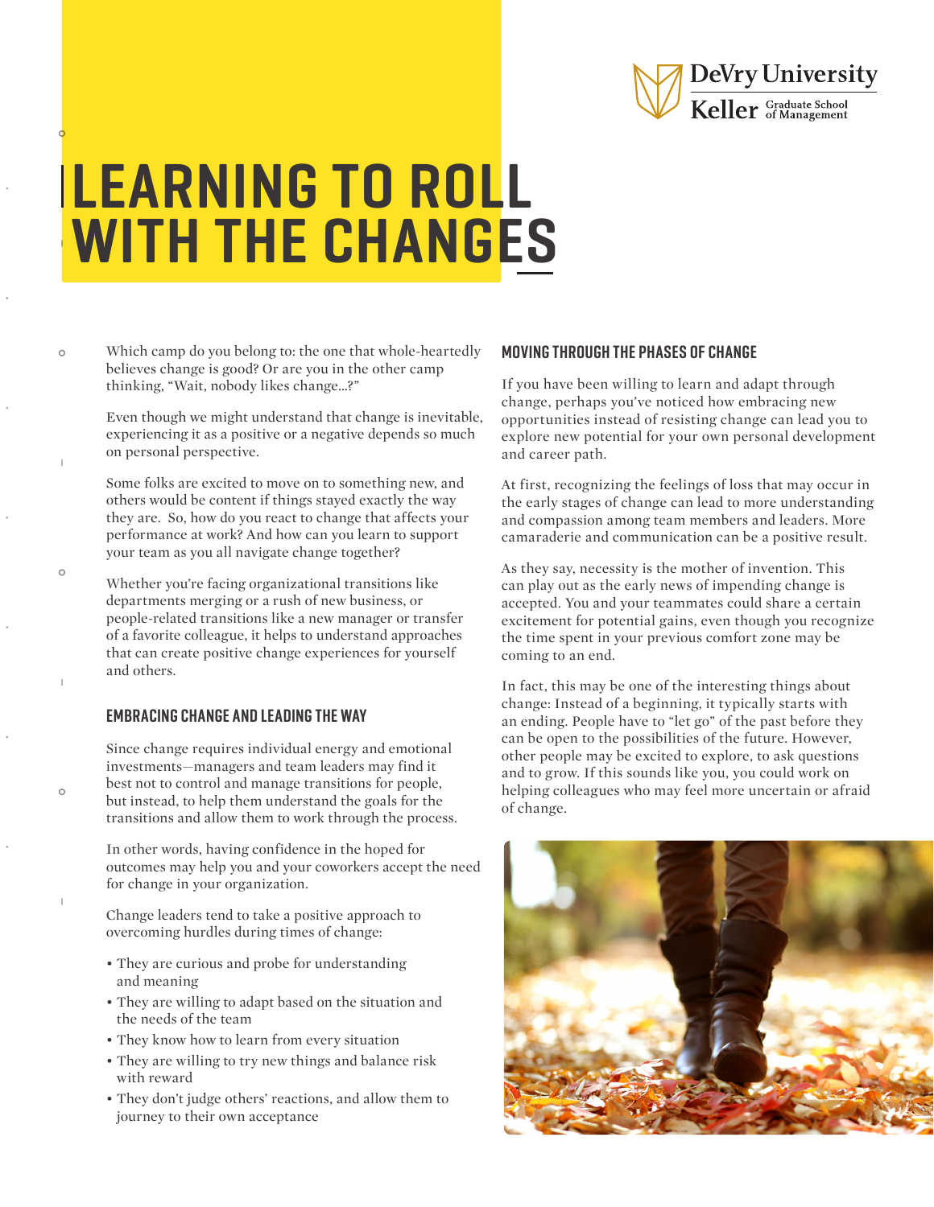# LEARNING TO ROLL WITH THE CHANGES

Which camp do you belong to: the one that whole-heartedly believes change is good? Or are you in the other camp thinking, "Wait, nobody likes change...?"

Even though we might understand that change is inevitable, experiencing it as a positive or a negative depends so much on personal perspective.

Some folks are excited to move on to something new, and others would be content if things stayed exactly the way they are. So, how do you react to change that affects your performance at work? And how can you learn to support your team as you all navigate change together?

Whether you're facing organizational transitions like departments merging or a rush of new business, or people-related transitions like a new manager or transfer of a favorite colleague, it helps to understand approaches that can create positive change experiences for yourself and others.

## EMBRACING CHANGE AND LEADING THE WAY

Since change requires individual energy and emotional investments—managers and team leaders may find it best not to control and manage transitions for people, but instead, to help them understand the goals for the transitions and allow them to work through the process.

In other words, having confidence in the hoped for outcomes may help you and your coworkers accept the need for change in your organization.

Change leaders tend to take a positive approach to overcoming hurdles during times of change:

- They are curious and probe for understanding and meaning
- They are willing to adapt based on the situation and the needs of the team
- They know how to learn from every situation
- They are willing to try new things and balance risk with reward
- They don't judge others' reactions, and allow them to journey to their own acceptance

## MOVING THROUGH THE PHASES OF CHANGE

If you have been willing to learn and adapt through change, perhaps you've noticed how embracing new opportunities instead of resisting change can lead you to explore new potential for your own personal development and career path.

At first, recognizing the feelings of loss that may occur in the early stages of change can lead to more understanding and compassion among team members and leaders. More camaraderie and communication can be a positive result.

As they say, necessity is the mother of invention. This can play out as the early news of impending change is accepted. You and your teammates could share a certain excitement for potential gains, even though you recognize the time spent in your previous comfort zone may be coming to an end.

In fact, this may be one of the interesting things about change: Instead of a beginning, it typically starts with an ending. People have to "let go" of the past before they can be open to the possibilities of the future. However, other people may be excited to explore, to ask questions and to grow. If this sounds like you, you could work on helping colleagues who may feel more uncertain or afraid of change.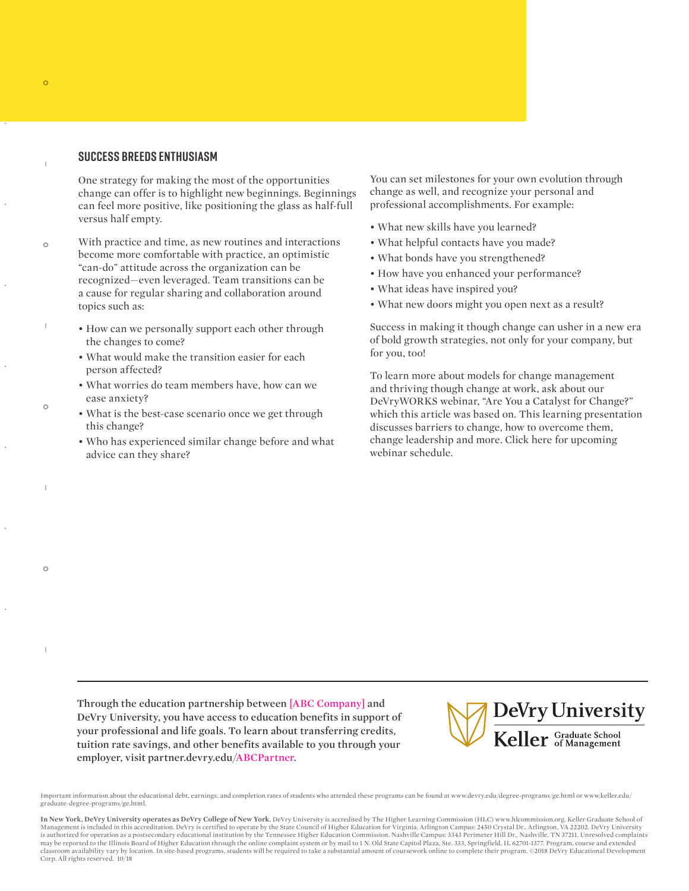## SUCCESS BREEDS ENTHUSIASM

One strategy for making the most of the opportunities change can offer is to highlight new beginnings. Beginnings can feel more positive, like positioning the glass as half-full versus half empty.

With practice and time, as new routines and interactions become more comfortable with practice, an optimistic "can-do" attitude across the organization can be recognized—even leveraged. Team transitions can be a cause for regular sharing and collaboration around topics such as:

- How can we personally support each other through the changes to come?
- What would make the transition easier for each person affected?
- What worries do team members have, how can we ease anxiety?
- What is the best-case scenario once we get through this change?
- Who has experienced similar change before and what advice can they share?

You can set milestones for your own evolution through change as well, and recognize your personal and professional accomplishments. For example:

- What new skills have you learned?
- What helpful contacts have you made?
- What bonds have you strengthened?
- How have you enhanced your performance?
- What ideas have inspired you?
- What new doors might you open next as a result?

Success in making it though change can usher in a new era of bold growth strategies, not only for your company, but for you, too!

To learn more about models for change management and thriving though change at work, ask about our DeVryWORKS webinar, "Are You a Catalyst for Change?" which this article was based on. This learning presentation discusses barriers to change, how to overcome them, change leadership and more. Click here for upcoming webinar schedule.

---

**Through the education partnership between [ABC Company] and DeVry University, you have access to education benefits in support of your professional and life goals. To learn about transferring credits, tuition rate savings, and other benefits available to you through your employer, visit partner.devry.edu/ABCPartner.**

DeVry University
Keller Graduate School of Management

Important information about the educational debt, earnings, and completion rates of students who attended these programs can be found at www.devry.edu/degree-programs/ge.html or www.keller.edu/graduate-degree-programs/ge.html.

**In New York, DeVry University operates as DeVry College of New York.** DeVry University is accredited by The Higher Learning Commission (HLC) www.hlcommission.org. Keller Graduate School of Management is included in this accreditation. DeVry is certified to operate by the State Council of Higher Education for Virginia. Arlington Campus: 2450 Crystal Dr., Arlington, VA 22202. DeVry University is authorized for operation as a postsecondary educational institution by the Tennessee Higher Education Commission. Nashville Campus: 3343 Perimeter Hill Dr., Nashville, TN 37211. Unresolved complaints may be reported to the Illinois Board of Higher Education through the online complaint system or by mail to 1 N. Old State Capitol Plaza, Ste. 333, Springfield, IL 62701-1377. Program, course and extended classroom availability vary by location. In site-based programs, students will be required to take a substantial amount of coursework online to complete their program. ©2018 DeVry Educational Development Corp. All rights reserved. 10/18